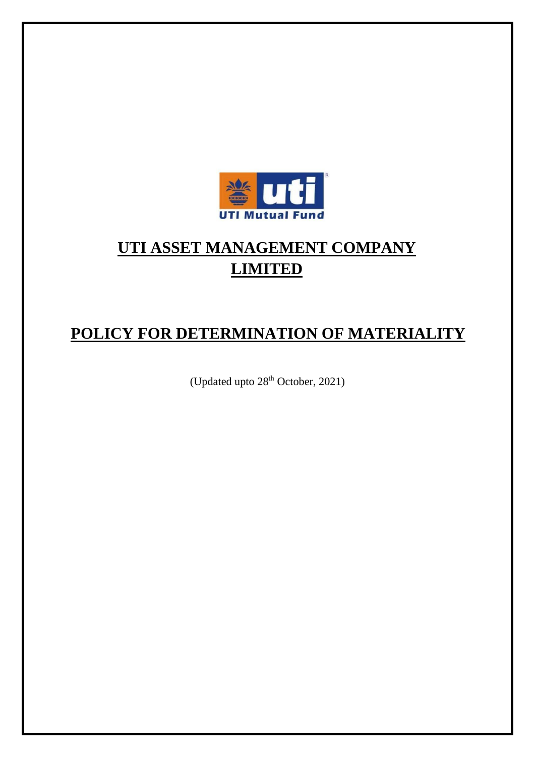# UTI ASSET MANAGEMENT COMPANY LIMITED

# POLICY FOR DETERMINATION OF MATERIALITY

(Updated upto 28th October, 2021)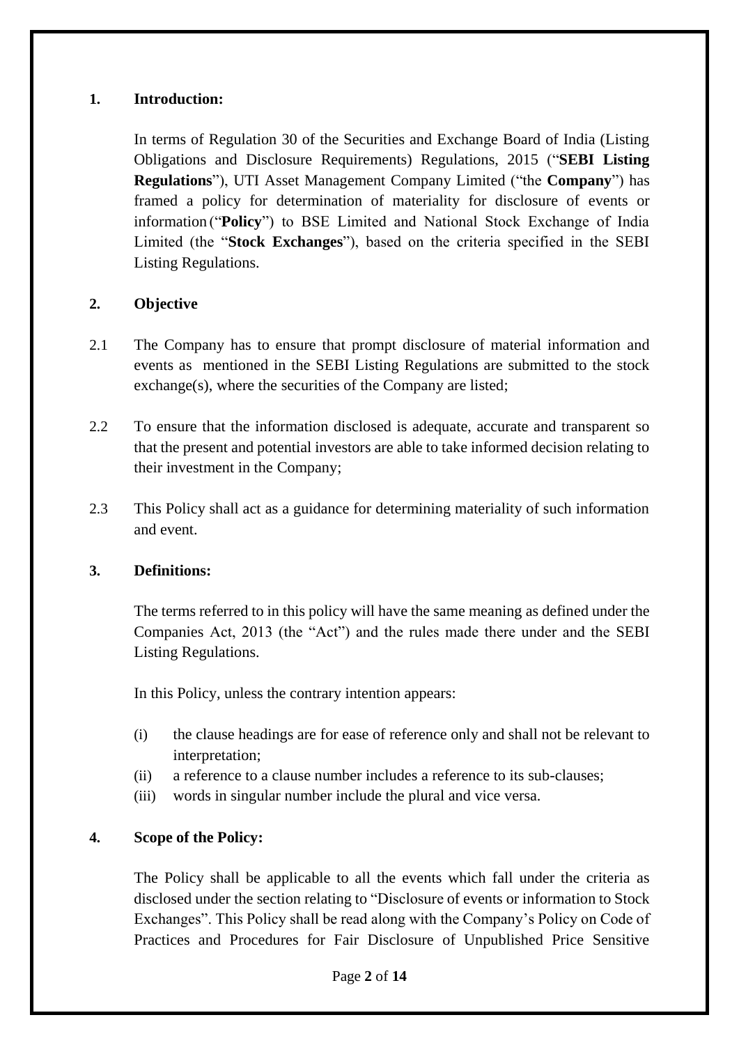## 1. Introduction:

In terms of Regulation 30 of the Securities and Exchange Board of India (Listing Obligations and Disclosure Requirements) Regulations, 2015 ("**SEBI Listing Regulations**"), UTI Asset Management Company Limited ("the **Company**") has framed a policy for determination of materiality for disclosure of events or information ("**Policy**") to BSE Limited and National Stock Exchange of India Limited (the "**Stock Exchanges**"), based on the criteria specified in the SEBI Listing Regulations.

## 2. Objective

2.1 The Company has to ensure that prompt disclosure of material information and events as mentioned in the SEBI Listing Regulations are submitted to the stock exchange(s), where the securities of the Company are listed;

2.2 To ensure that the information disclosed is adequate, accurate and transparent so that the present and potential investors are able to take informed decision relating to their investment in the Company;

2.3 This Policy shall act as a guidance for determining materiality of such information and event.

## 3. Definitions:

The terms referred to in this policy will have the same meaning as defined under the Companies Act, 2013 (the "Act") and the rules made there under and the SEBI Listing Regulations.

In this Policy, unless the contrary intention appears:

(i) the clause headings are for ease of reference only and shall not be relevant to interpretation;
(ii) a reference to a clause number includes a reference to its sub-clauses;
(iii) words in singular number include the plural and vice versa.

## 4. Scope of the Policy:

The Policy shall be applicable to all the events which fall under the criteria as disclosed under the section relating to "Disclosure of events or information to Stock Exchanges". This Policy shall be read along with the Company's Policy on Code of Practices and Procedures for Fair Disclosure of Unpublished Price Sensitive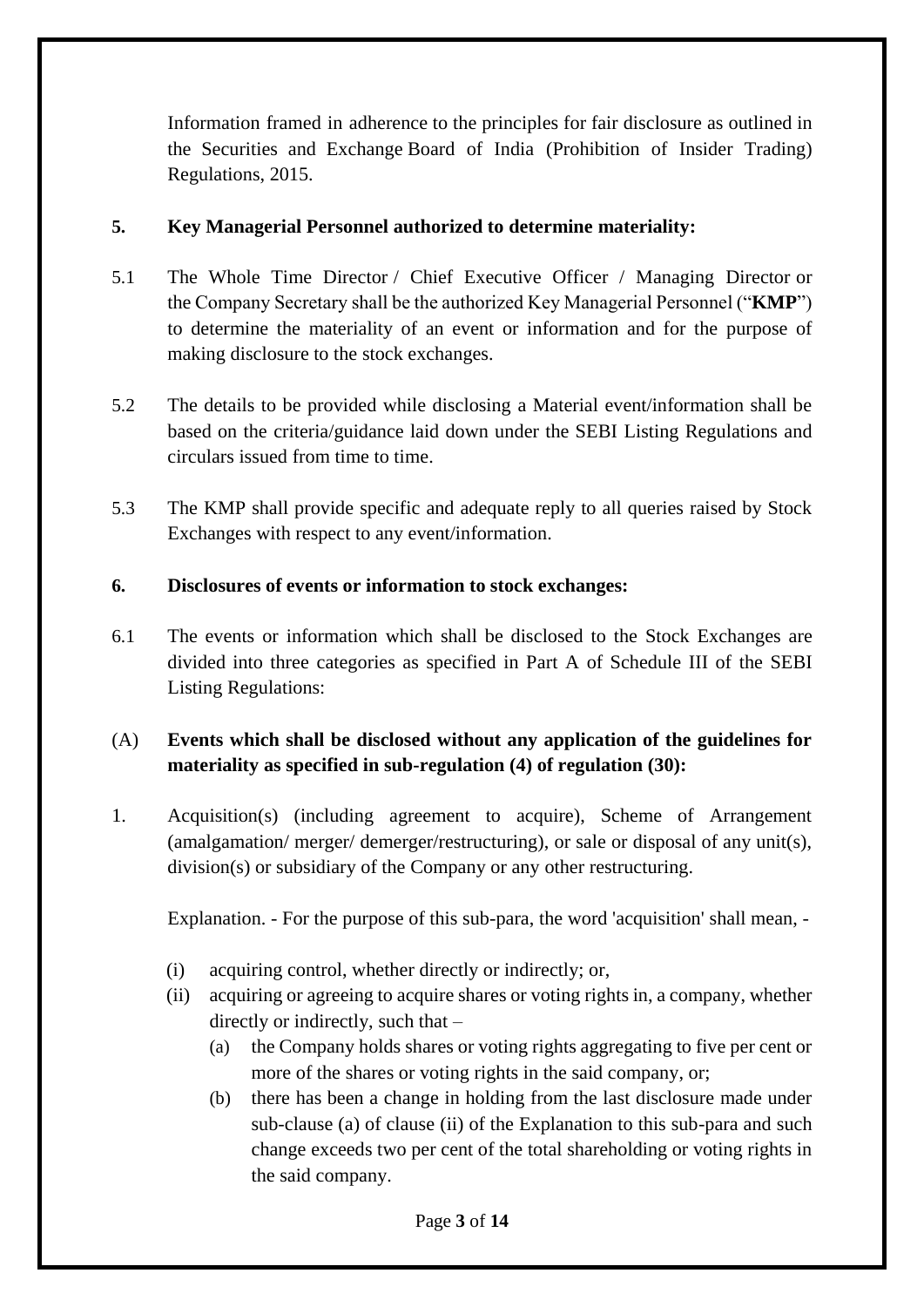Information framed in adherence to the principles for fair disclosure as outlined in the Securities and Exchange Board of India (Prohibition of Insider Trading) Regulations, 2015.

## 5. Key Managerial Personnel authorized to determine materiality:

5.1 The Whole Time Director / Chief Executive Officer / Managing Director or the Company Secretary shall be the authorized Key Managerial Personnel ("**KMP**") to determine the materiality of an event or information and for the purpose of making disclosure to the stock exchanges.

5.2 The details to be provided while disclosing a Material event/information shall be based on the criteria/guidance laid down under the SEBI Listing Regulations and circulars issued from time to time.

5.3 The KMP shall provide specific and adequate reply to all queries raised by Stock Exchanges with respect to any event/information.

## 6. Disclosures of events or information to stock exchanges:

6.1 The events or information which shall be disclosed to the Stock Exchanges are divided into three categories as specified in Part A of Schedule III of the SEBI Listing Regulations:

### (A) Events which shall be disclosed without any application of the guidelines for materiality as specified in sub-regulation (4) of regulation (30):

1. Acquisition(s) (including agreement to acquire), Scheme of Arrangement (amalgamation/ merger/ demerger/restructuring), or sale or disposal of any unit(s), division(s) or subsidiary of the Company or any other restructuring.

   Explanation. - For the purpose of this sub-para, the word 'acquisition' shall mean, -

   (i) acquiring control, whether directly or indirectly; or,

   (ii) acquiring or agreeing to acquire shares or voting rights in, a company, whether directly or indirectly, such that –

   (a) the Company holds shares or voting rights aggregating to five per cent or more of the shares or voting rights in the said company, or;

   (b) there has been a change in holding from the last disclosure made under sub-clause (a) of clause (ii) of the Explanation to this sub-para and such change exceeds two per cent of the total shareholding or voting rights in the said company.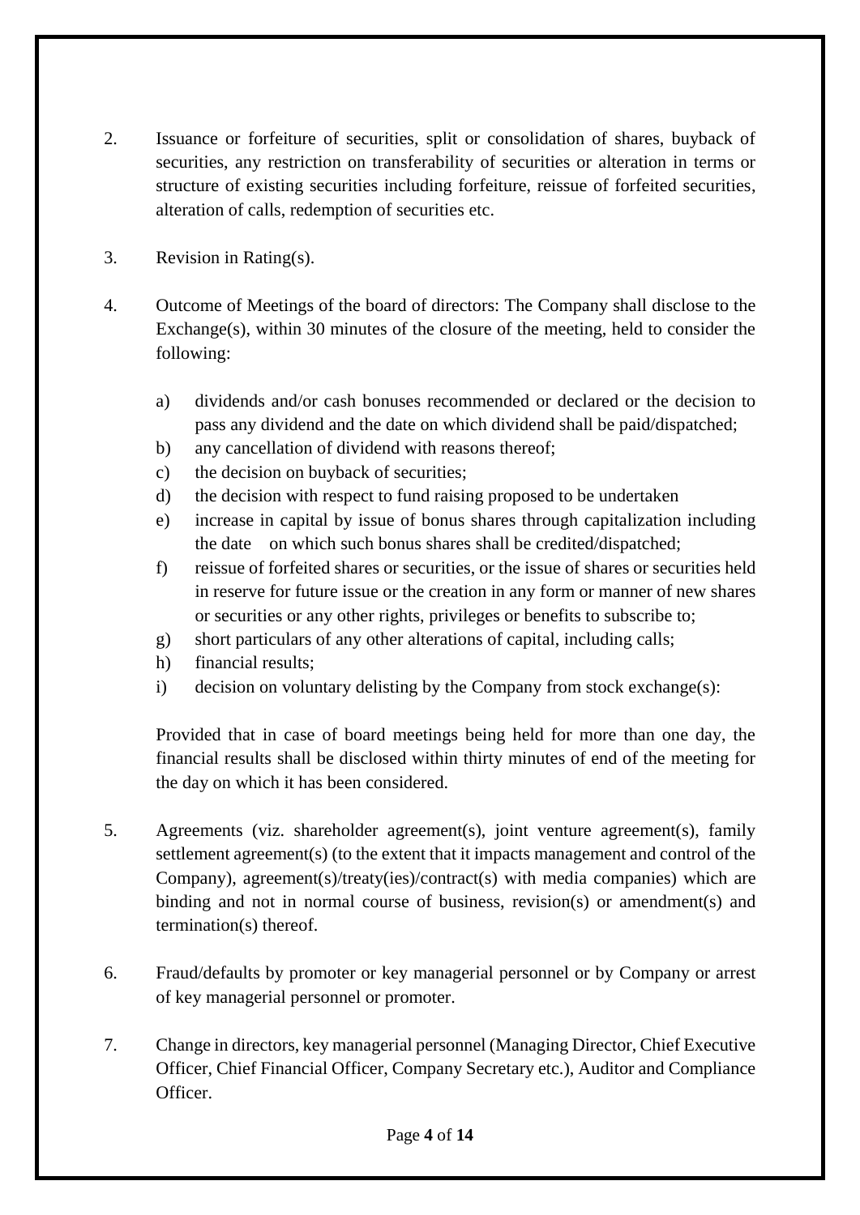2. Issuance or forfeiture of securities, split or consolidation of shares, buyback of securities, any restriction on transferability of securities or alteration in terms or structure of existing securities including forfeiture, reissue of forfeited securities, alteration of calls, redemption of securities etc.

3. Revision in Rating(s).

4. Outcome of Meetings of the board of directors: The Company shall disclose to the Exchange(s), within 30 minutes of the closure of the meeting, held to consider the following:

   a) dividends and/or cash bonuses recommended or declared or the decision to pass any dividend and the date on which dividend shall be paid/dispatched;
   b) any cancellation of dividend with reasons thereof;
   c) the decision on buyback of securities;
   d) the decision with respect to fund raising proposed to be undertaken
   e) increase in capital by issue of bonus shares through capitalization including the date on which such bonus shares shall be credited/dispatched;
   f) reissue of forfeited shares or securities, or the issue of shares or securities held in reserve for future issue or the creation in any form or manner of new shares or securities or any other rights, privileges or benefits to subscribe to;
   g) short particulars of any other alterations of capital, including calls;
   h) financial results;
   i) decision on voluntary delisting by the Company from stock exchange(s):

   Provided that in case of board meetings being held for more than one day, the financial results shall be disclosed within thirty minutes of end of the meeting for the day on which it has been considered.

5. Agreements (viz. shareholder agreement(s), joint venture agreement(s), family settlement agreement(s) (to the extent that it impacts management and control of the Company), agreement(s)/treaty(ies)/contract(s) with media companies) which are binding and not in normal course of business, revision(s) or amendment(s) and termination(s) thereof.

6. Fraud/defaults by promoter or key managerial personnel or by Company or arrest of key managerial personnel or promoter.

7. Change in directors, key managerial personnel (Managing Director, Chief Executive Officer, Chief Financial Officer, Company Secretary etc.), Auditor and Compliance Officer.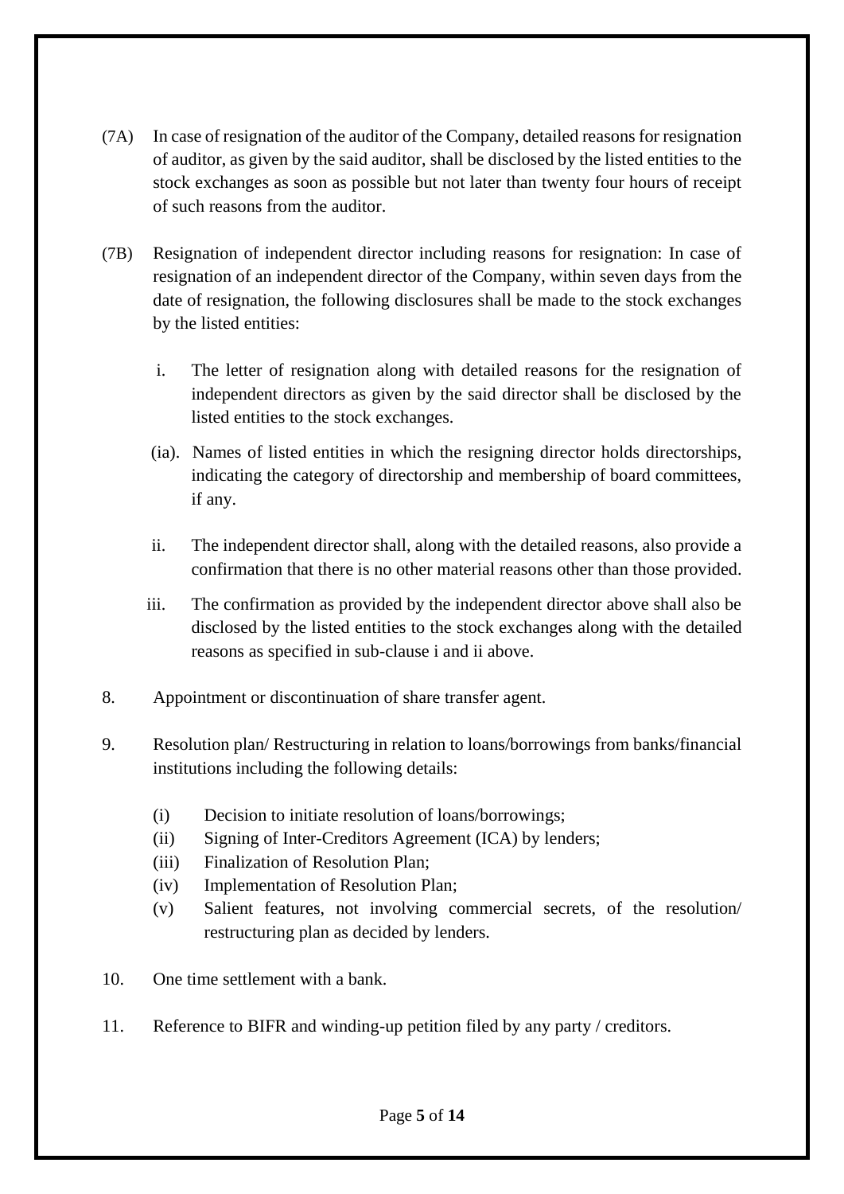(7A) In case of resignation of the auditor of the Company, detailed reasons for resignation of auditor, as given by the said auditor, shall be disclosed by the listed entities to the stock exchanges as soon as possible but not later than twenty four hours of receipt of such reasons from the auditor.

(7B) Resignation of independent director including reasons for resignation: In case of resignation of an independent director of the Company, within seven days from the date of resignation, the following disclosures shall be made to the stock exchanges by the listed entities:

i. The letter of resignation along with detailed reasons for the resignation of independent directors as given by the said director shall be disclosed by the listed entities to the stock exchanges.

(ia). Names of listed entities in which the resigning director holds directorships, indicating the category of directorship and membership of board committees, if any.

ii. The independent director shall, along with the detailed reasons, also provide a confirmation that there is no other material reasons other than those provided.

iii. The confirmation as provided by the independent director above shall also be disclosed by the listed entities to the stock exchanges along with the detailed reasons as specified in sub-clause i and ii above.

8. Appointment or discontinuation of share transfer agent.

9. Resolution plan/ Restructuring in relation to loans/borrowings from banks/financial institutions including the following details:

   (i) Decision to initiate resolution of loans/borrowings;
   (ii) Signing of Inter-Creditors Agreement (ICA) by lenders;
   (iii) Finalization of Resolution Plan;
   (iv) Implementation of Resolution Plan;
   (v) Salient features, not involving commercial secrets, of the resolution/ restructuring plan as decided by lenders.

10. One time settlement with a bank.

11. Reference to BIFR and winding-up petition filed by any party / creditors.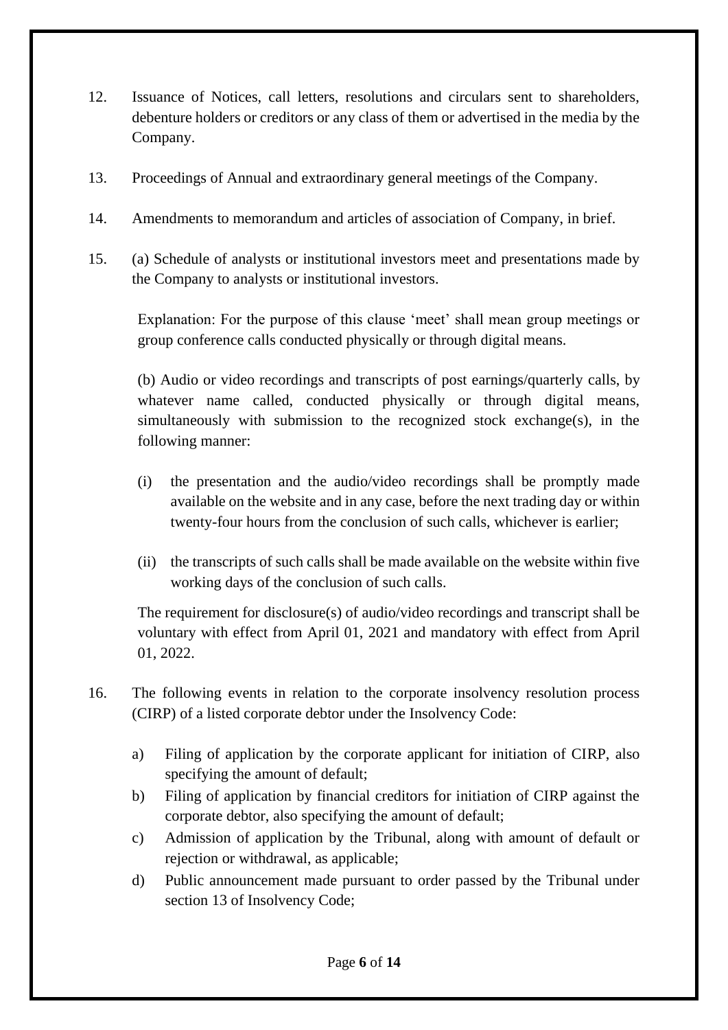12. Issuance of Notices, call letters, resolutions and circulars sent to shareholders, debenture holders or creditors or any class of them or advertised in the media by the Company.

13. Proceedings of Annual and extraordinary general meetings of the Company.

14. Amendments to memorandum and articles of association of Company, in brief.

15. (a) Schedule of analysts or institutional investors meet and presentations made by the Company to analysts or institutional investors.

    Explanation: For the purpose of this clause 'meet' shall mean group meetings or group conference calls conducted physically or through digital means.

    (b) Audio or video recordings and transcripts of post earnings/quarterly calls, by whatever name called, conducted physically or through digital means, simultaneously with submission to the recognized stock exchange(s), in the following manner:

    (i) the presentation and the audio/video recordings shall be promptly made available on the website and in any case, before the next trading day or within twenty-four hours from the conclusion of such calls, whichever is earlier;

    (ii) the transcripts of such calls shall be made available on the website within five working days of the conclusion of such calls.

    The requirement for disclosure(s) of audio/video recordings and transcript shall be voluntary with effect from April 01, 2021 and mandatory with effect from April 01, 2022.

16. The following events in relation to the corporate insolvency resolution process (CIRP) of a listed corporate debtor under the Insolvency Code:

    a) Filing of application by the corporate applicant for initiation of CIRP, also specifying the amount of default;
    b) Filing of application by financial creditors for initiation of CIRP against the corporate debtor, also specifying the amount of default;
    c) Admission of application by the Tribunal, along with amount of default or rejection or withdrawal, as applicable;
    d) Public announcement made pursuant to order passed by the Tribunal under section 13 of Insolvency Code;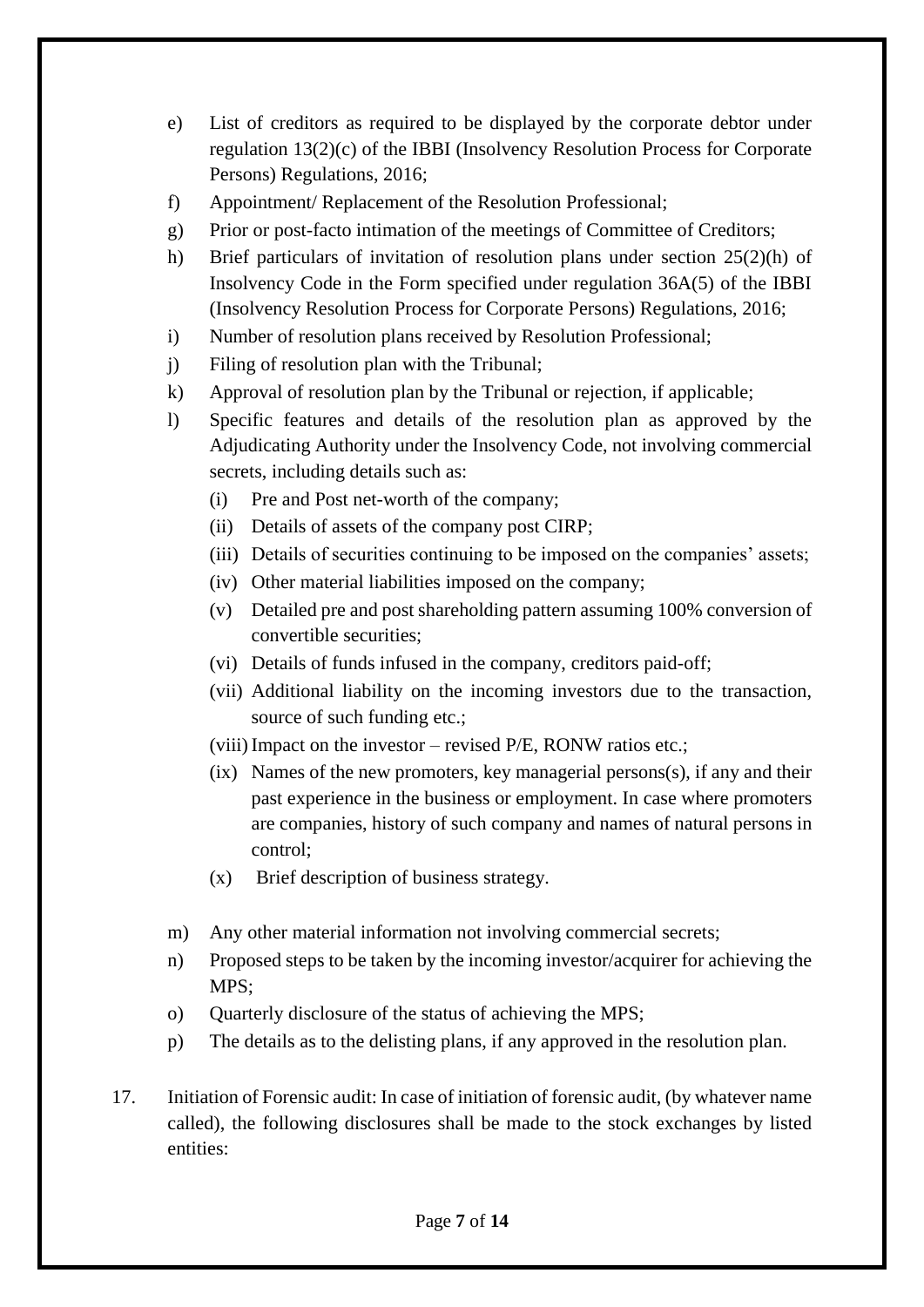e) List of creditors as required to be displayed by the corporate debtor under regulation 13(2)(c) of the IBBI (Insolvency Resolution Process for Corporate Persons) Regulations, 2016;

f) Appointment/ Replacement of the Resolution Professional;

g) Prior or post-facto intimation of the meetings of Committee of Creditors;

h) Brief particulars of invitation of resolution plans under section 25(2)(h) of Insolvency Code in the Form specified under regulation 36A(5) of the IBBI (Insolvency Resolution Process for Corporate Persons) Regulations, 2016;

i) Number of resolution plans received by Resolution Professional;

j) Filing of resolution plan with the Tribunal;

k) Approval of resolution plan by the Tribunal or rejection, if applicable;

l) Specific features and details of the resolution plan as approved by the Adjudicating Authority under the Insolvency Code, not involving commercial secrets, including details such as:

   (i) Pre and Post net-worth of the company;

   (ii) Details of assets of the company post CIRP;

   (iii) Details of securities continuing to be imposed on the companies' assets;

   (iv) Other material liabilities imposed on the company;

   (v) Detailed pre and post shareholding pattern assuming 100% conversion of convertible securities;

   (vi) Details of funds infused in the company, creditors paid-off;

   (vii) Additional liability on the incoming investors due to the transaction, source of such funding etc.;

   (viii) Impact on the investor – revised P/E, RONW ratios etc.;

   (ix) Names of the new promoters, key managerial persons(s), if any and their past experience in the business or employment. In case where promoters are companies, history of such company and names of natural persons in control;

   (x) Brief description of business strategy.

m) Any other material information not involving commercial secrets;

n) Proposed steps to be taken by the incoming investor/acquirer for achieving the MPS;

o) Quarterly disclosure of the status of achieving the MPS;

p) The details as to the delisting plans, if any approved in the resolution plan.

17. Initiation of Forensic audit: In case of initiation of forensic audit, (by whatever name called), the following disclosures shall be made to the stock exchanges by listed entities: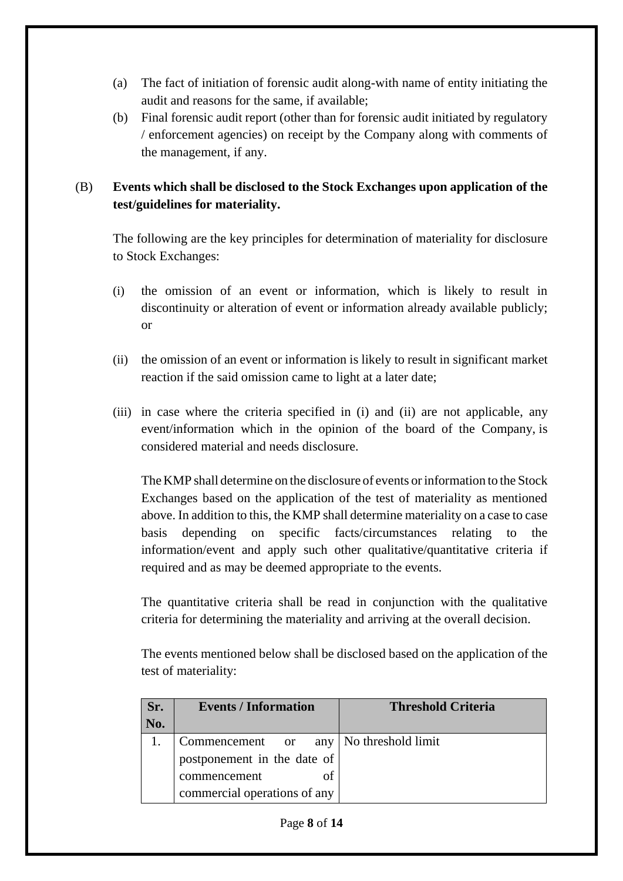(a) The fact of initiation of forensic audit along-with name of entity initiating the audit and reasons for the same, if available;

(b) Final forensic audit report (other than for forensic audit initiated by regulatory / enforcement agencies) on receipt by the Company along with comments of the management, if any.

(B) **Events which shall be disclosed to the Stock Exchanges upon application of the test/guidelines for materiality.**

The following are the key principles for determination of materiality for disclosure to Stock Exchanges:

(i) the omission of an event or information, which is likely to result in discontinuity or alteration of event or information already available publicly; or

(ii) the omission of an event or information is likely to result in significant market reaction if the said omission came to light at a later date;

(iii) in case where the criteria specified in (i) and (ii) are not applicable, any event/information which in the opinion of the board of the Company, is considered material and needs disclosure.

The KMP shall determine on the disclosure of events or information to the Stock Exchanges based on the application of the test of materiality as mentioned above. In addition to this, the KMP shall determine materiality on a case to case basis depending on specific facts/circumstances relating to the information/event and apply such other qualitative/quantitative criteria if required and as may be deemed appropriate to the events.

The quantitative criteria shall be read in conjunction with the qualitative criteria for determining the materiality and arriving at the overall decision.

The events mentioned below shall be disclosed based on the application of the test of materiality:

| Sr. No. | Events / Information | Threshold Criteria |
|---|---|---|
| 1. | Commencement or any postponement in the date of commencement of commercial operations of any | No threshold limit |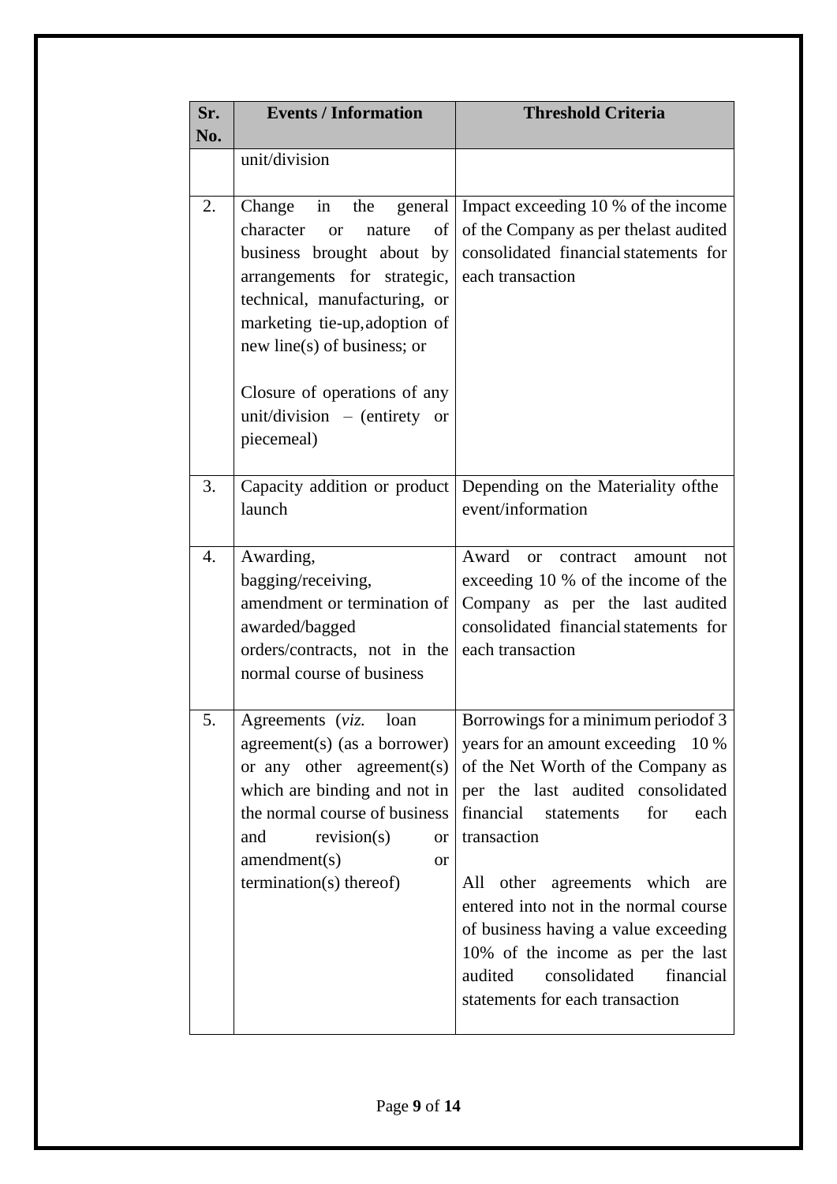| Sr. No. | Events / Information | Threshold Criteria |
|---|---|---|
| | unit/division | |
| 2. | Change in the general character or nature of business brought about by arrangements for strategic, technical, manufacturing, or marketing tie-up, adoption of new line(s) of business; or<br><br>Closure of operations of any unit/division – (entirety or piecemeal) | Impact exceeding 10 % of the income of the Company as per the last audited consolidated financial statements for each transaction |
| 3. | Capacity addition or product launch | Depending on the Materiality of the event/information |
| 4. | Awarding, bagging/receiving, amendment or termination of awarded/bagged orders/contracts, not in the normal course of business | Award or contract amount not exceeding 10 % of the income of the Company as per the last audited consolidated financial statements for each transaction |
| 5. | Agreements (*viz.* loan agreement(s) (as a borrower) or any other agreement(s) which are binding and not in the normal course of business and revision(s) or amendment(s) or termination(s) thereof) | Borrowings for a minimum period of 3 years for an amount exceeding 10 % of the Net Worth of the Company as per the last audited consolidated financial statements for each transaction<br><br>All other agreements which are entered into not in the normal course of business having a value exceeding 10% of the income as per the last audited consolidated financial statements for each transaction |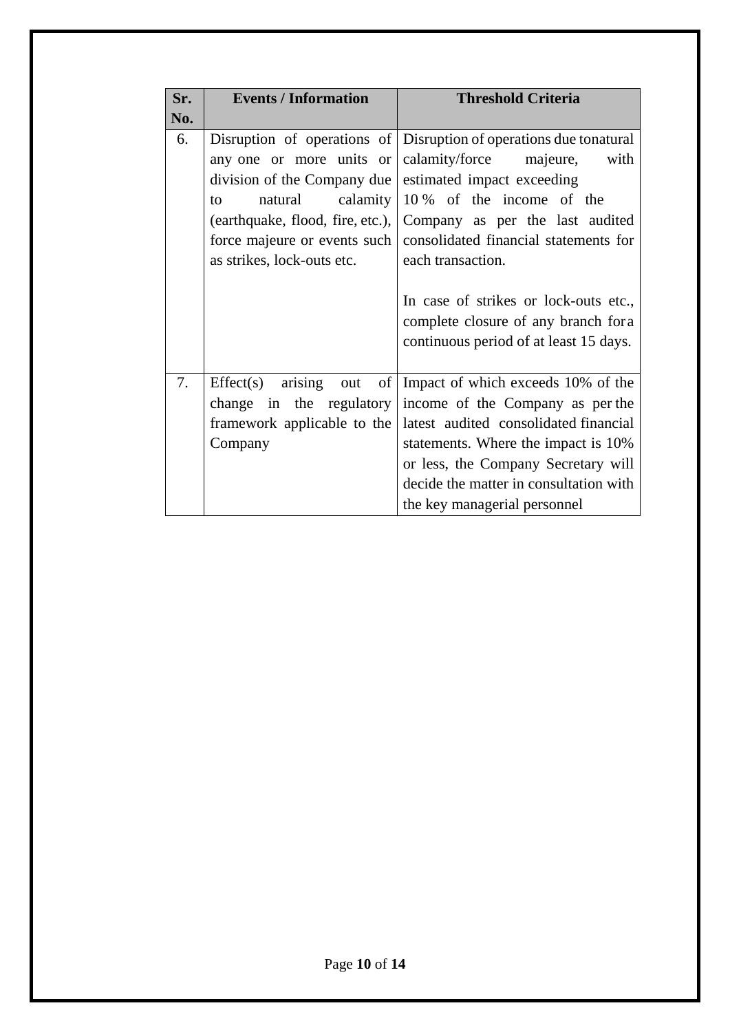| Sr. No. | Events / Information | Threshold Criteria |
|---|---|---|
| 6. | Disruption of operations of any one or more units or division of the Company due to natural calamity (earthquake, flood, fire, etc.), force majeure or events such as strikes, lock-outs etc. | Disruption of operations due tonatural calamity/force majeure, with estimated impact exceeding 10 % of the income of the Company as per the last audited consolidated financial statements for each transaction.<br><br>In case of strikes or lock-outs etc., complete closure of any branch fora continuous period of at least 15 days. |
| 7. | Effect(s) arising out of change in the regulatory framework applicable to the Company | Impact of which exceeds 10% of the income of the Company as per the latest audited consolidated financial statements. Where the impact is 10% or less, the Company Secretary will decide the matter in consultation with the key managerial personnel |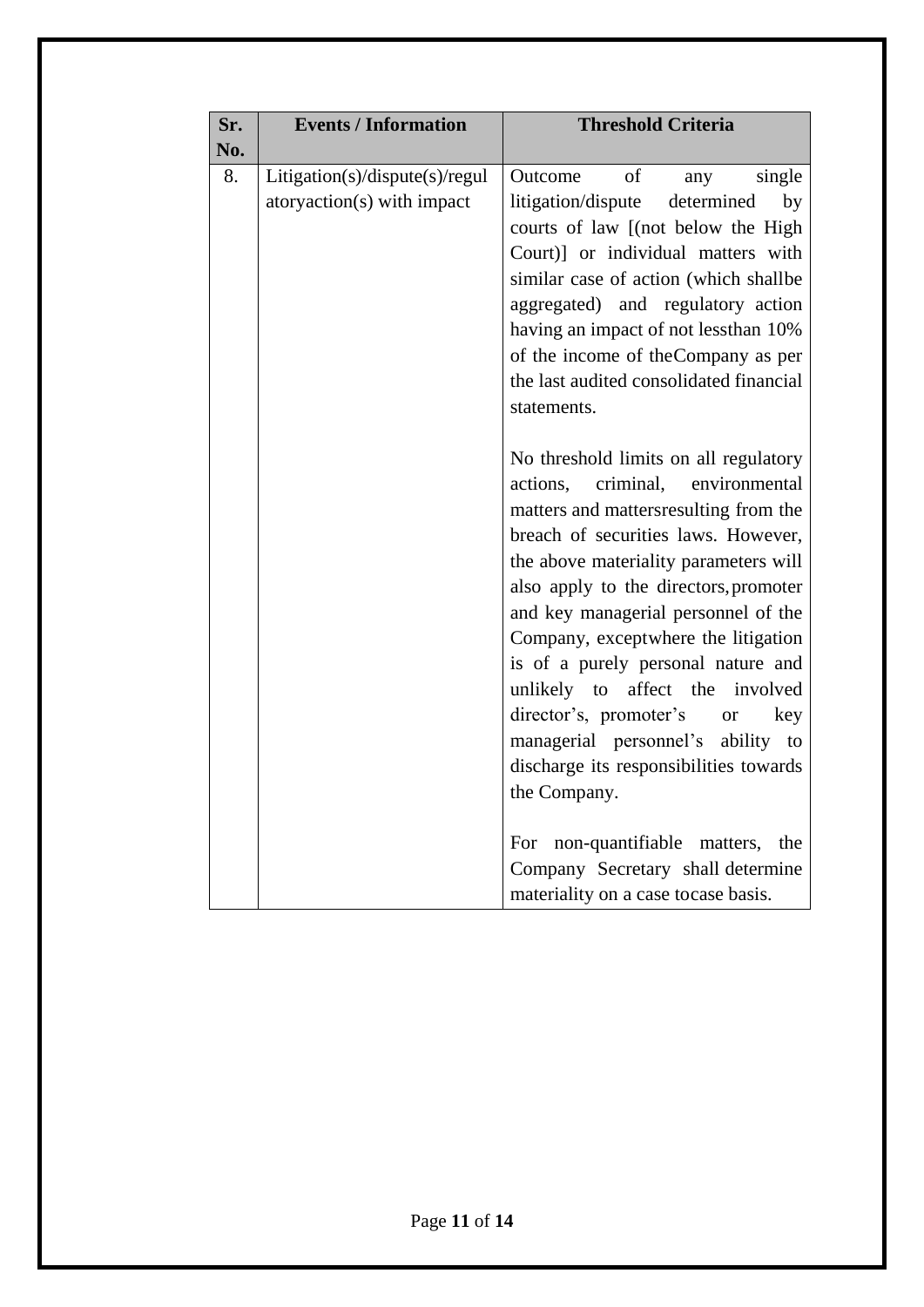| Sr. No. | Events / Information | Threshold Criteria |
|---|---|---|
| 8. | Litigation(s)/dispute(s)/regulatoryaction(s) with impact | Outcome of any single litigation/dispute determined by courts of law [(not below the High Court)] or individual matters with similar case of action (which shallbe aggregated) and regulatory action having an impact of not lessthan 10% of the income of theCompany as per the last audited consolidated financial statements.<br><br>No threshold limits on all regulatory actions, criminal, environmental matters and mattersresulting from the breach of securities laws. However, the above materiality parameters will also apply to the directors, promoter and key managerial personnel of the Company, exceptwhere the litigation is of a purely personal nature and unlikely to affect the involved director's, promoter's or key managerial personnel's ability to discharge its responsibilities towards the Company.<br><br>For non-quantifiable matters, the Company Secretary shall determine materiality on a case tocase basis. |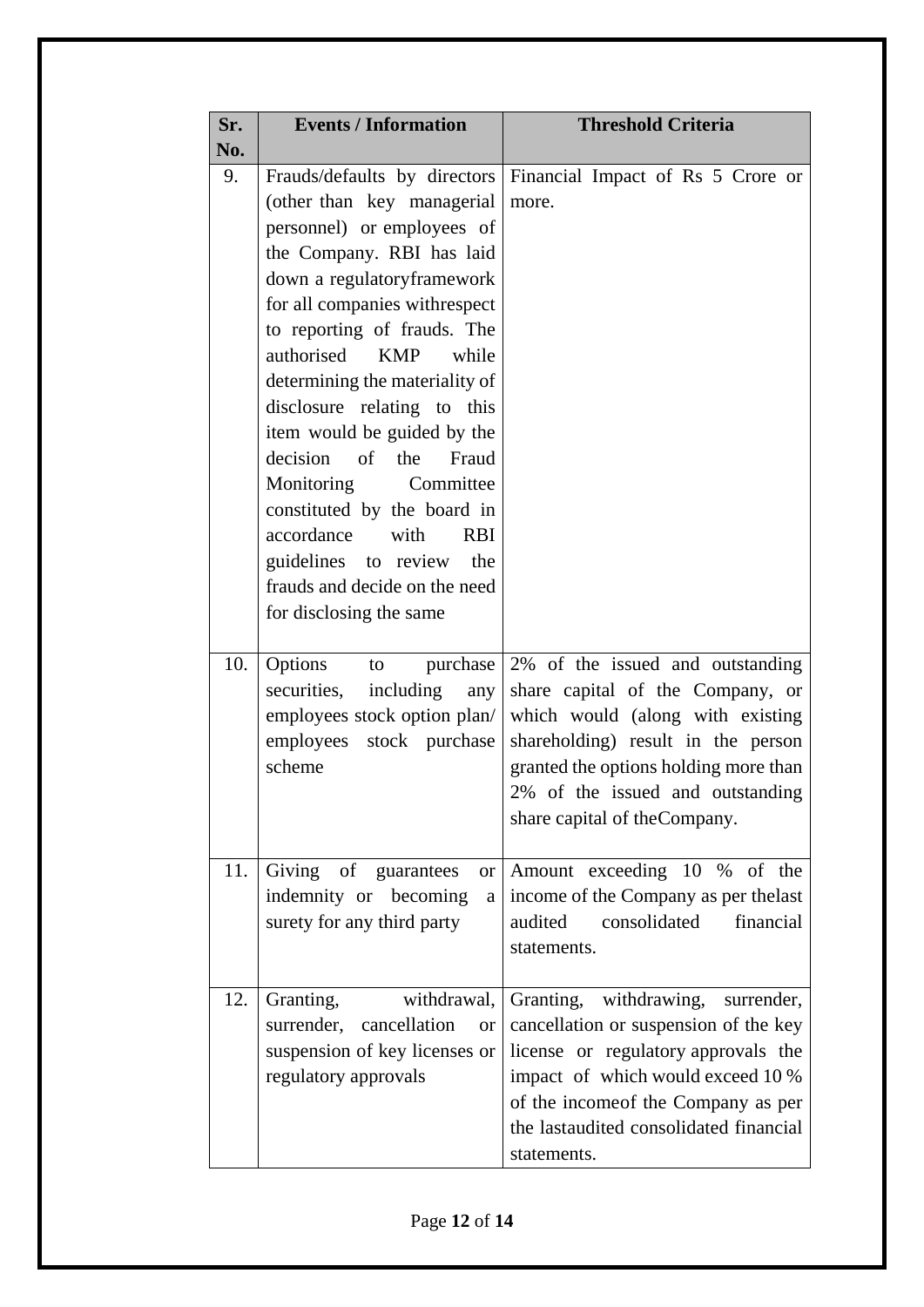| Sr. No. | Events / Information | Threshold Criteria |
|---|---|---|
| 9. | Frauds/defaults by directors (other than key managerial personnel) or employees of the Company. RBI has laid down a regulatoryframework for all companies withrespect to reporting of frauds. The authorised KMP while determining the materiality of disclosure relating to this item would be guided by the decision of the Fraud Monitoring Committee constituted by the board in accordance with RBI guidelines to review the frauds and decide on the need for disclosing the same | Financial Impact of Rs 5 Crore or more. |
| 10. | Options to purchase securities, including any employees stock option plan/ employees stock purchase scheme | 2% of the issued and outstanding share capital of the Company, or which would (along with existing shareholding) result in the person granted the options holding more than 2% of the issued and outstanding share capital of theCompany. |
| 11. | Giving of guarantees or indemnity or becoming a surety for any third party | Amount exceeding 10 % of the income of the Company as per thelast audited consolidated financial statements. |
| 12. | Granting, withdrawal, surrender, cancellation or suspension of key licenses or regulatory approvals | Granting, withdrawing, surrender, cancellation or suspension of the key license or regulatory approvals the impact of which would exceed 10 % of the incomeof the Company as per the lastaudited consolidated financial statements. |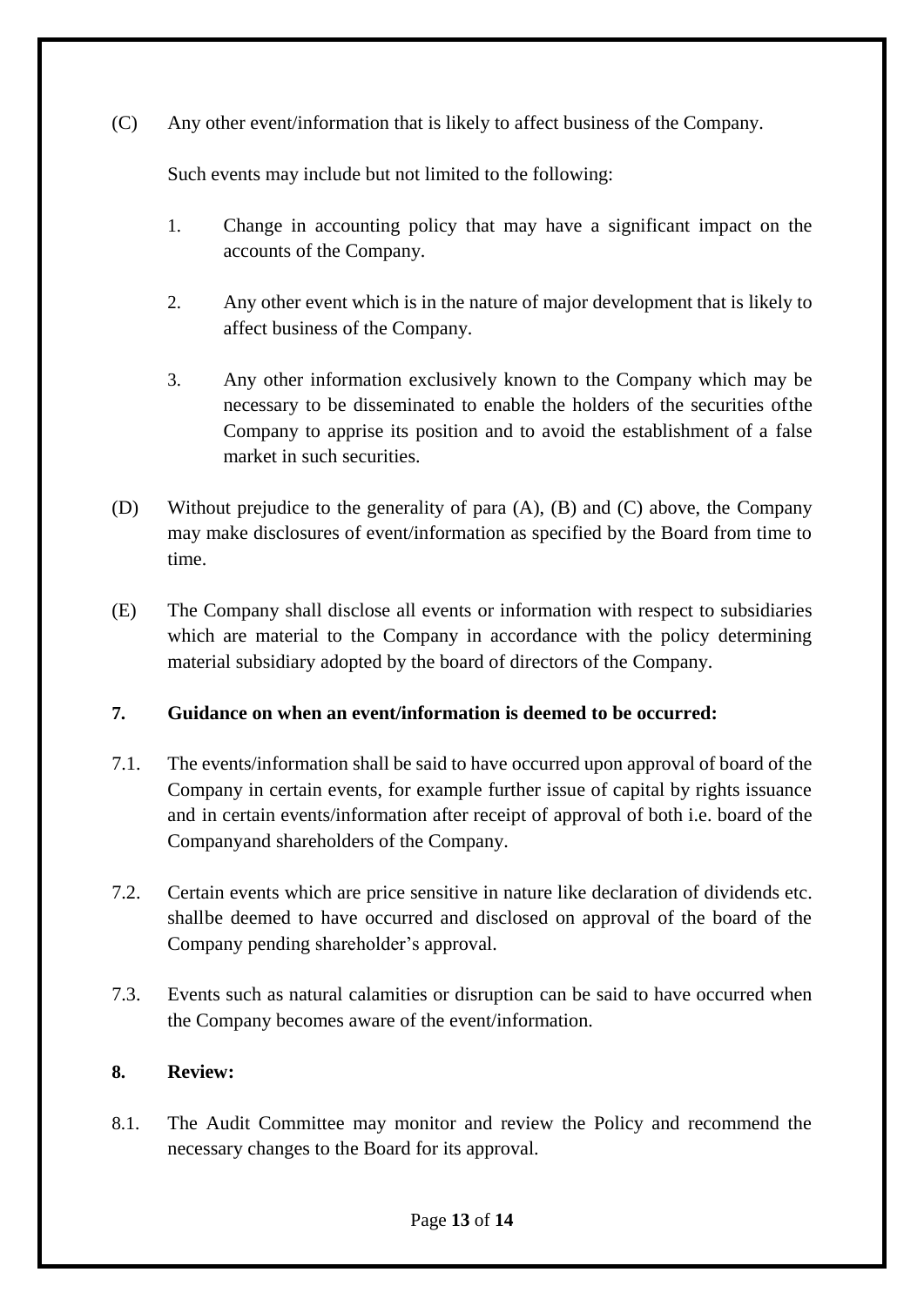(C) Any other event/information that is likely to affect business of the Company.

Such events may include but not limited to the following:

1. Change in accounting policy that may have a significant impact on the accounts of the Company.

2. Any other event which is in the nature of major development that is likely to affect business of the Company.

3. Any other information exclusively known to the Company which may be necessary to be disseminated to enable the holders of the securities ofthe Company to apprise its position and to avoid the establishment of a false market in such securities.

(D) Without prejudice to the generality of para (A), (B) and (C) above, the Company may make disclosures of event/information as specified by the Board from time to time.

(E) The Company shall disclose all events or information with respect to subsidiaries which are material to the Company in accordance with the policy determining material subsidiary adopted by the board of directors of the Company.

**7. Guidance on when an event/information is deemed to be occurred:**

7.1. The events/information shall be said to have occurred upon approval of board of the Company in certain events, for example further issue of capital by rights issuance and in certain events/information after receipt of approval of both i.e. board of the Companyand shareholders of the Company.

7.2. Certain events which are price sensitive in nature like declaration of dividends etc. shallbe deemed to have occurred and disclosed on approval of the board of the Company pending shareholder's approval.

7.3. Events such as natural calamities or disruption can be said to have occurred when the Company becomes aware of the event/information.

**8. Review:**

8.1. The Audit Committee may monitor and review the Policy and recommend the necessary changes to the Board for its approval.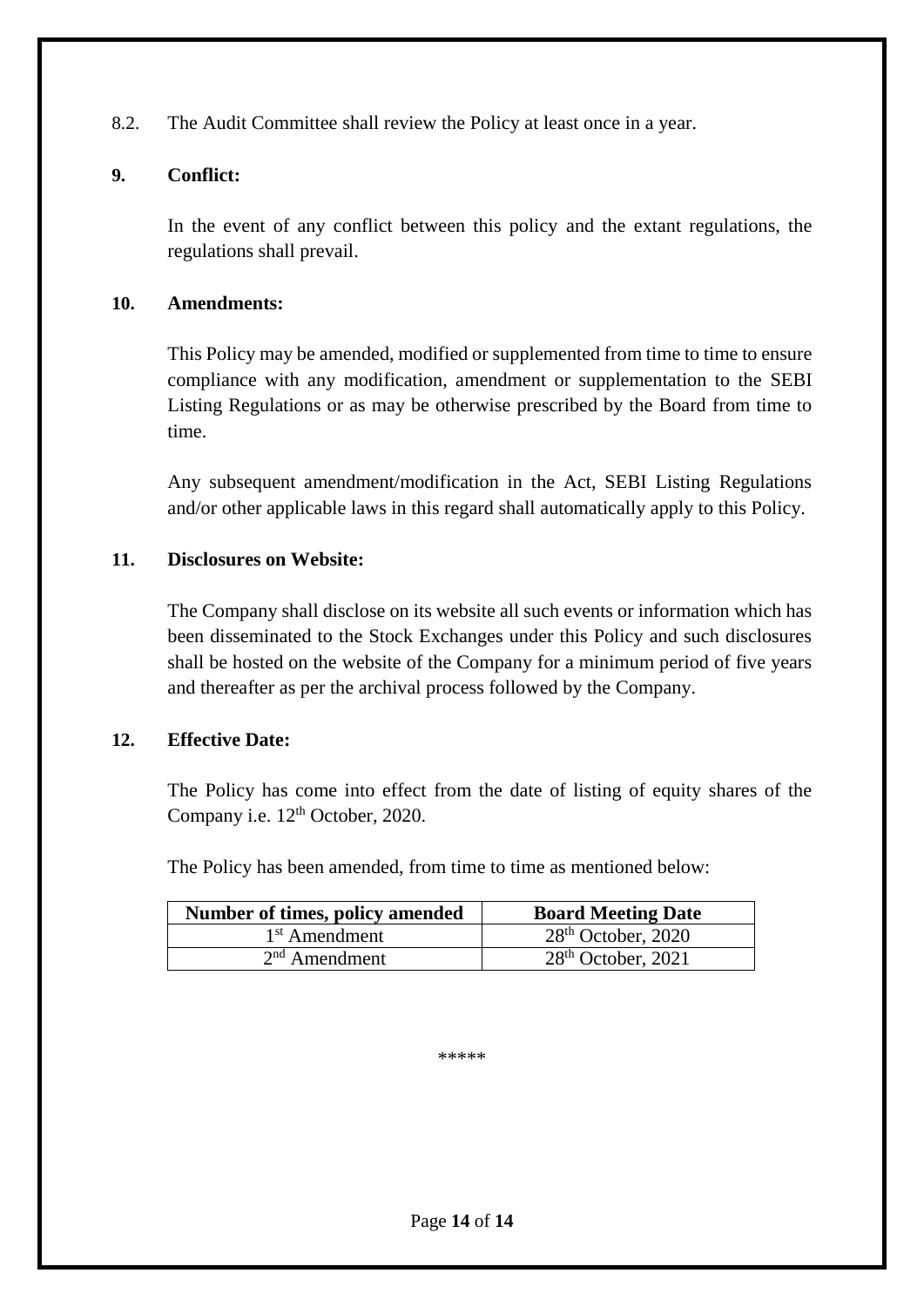8.2. The Audit Committee shall review the Policy at least once in a year.

**9. Conflict:**

In the event of any conflict between this policy and the extant regulations, the regulations shall prevail.

**10. Amendments:**

This Policy may be amended, modified or supplemented from time to time to ensure compliance with any modification, amendment or supplementation to the SEBI Listing Regulations or as may be otherwise prescribed by the Board from time to time.

Any subsequent amendment/modification in the Act, SEBI Listing Regulations and/or other applicable laws in this regard shall automatically apply to this Policy.

**11. Disclosures on Website:**

The Company shall disclose on its website all such events or information which has been disseminated to the Stock Exchanges under this Policy and such disclosures shall be hosted on the website of the Company for a minimum period of five years and thereafter as per the archival process followed by the Company.

**12. Effective Date:**

The Policy has come into effect from the date of listing of equity shares of the Company i.e. 12th October, 2020.

The Policy has been amended, from time to time as mentioned below:

| Number of times, policy amended | Board Meeting Date |
|---|---|
| 1st Amendment | 28th October, 2020 |
| 2nd Amendment | 28th October, 2021 |

*****